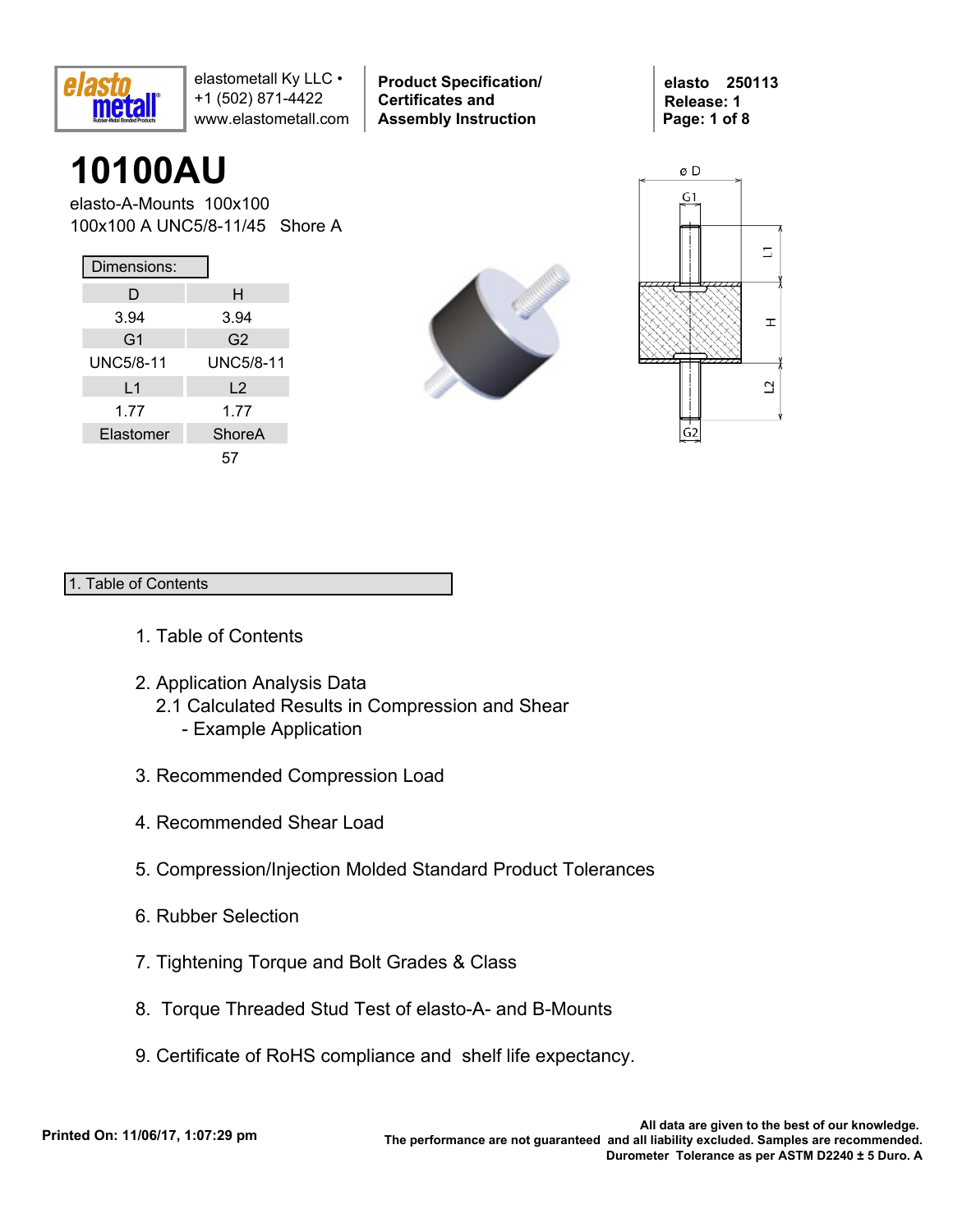# 10100AU

elasto-A-Mounts 100x100
100x100 A UNC5/8-11/45 Shore A

Dimensions:

| D | H |
|---|---|
| 3.94 | 3.94 |
| G1 | G2 |
| UNC5/8-11 | UNC5/8-11 |
| L1 | L2 |
| 1.77 | 1.77 |
| Elastomer | ShoreA |
| | 57 |

## 1. Table of Contents

1. Table of Contents

2. Application Analysis Data
   2.1 Calculated Results in Compression and Shear
      - Example Application

3. Recommended Compression Load

4. Recommended Shear Load

5. Compression/Injection Molded Standard Product Tolerances

6. Rubber Selection

7. Tightening Torque and Bolt Grades & Class

8. Torque Threaded Stud Test of elasto-A- and B-Mounts

9. Certificate of RoHS compliance and shelf life expectancy.

**All data are given to the best of our knowledge. The performance are not guaranteed and all liability excluded. Samples are recommended. Durometer Tolerance as per ASTM D2240 ± 5 Duro. A**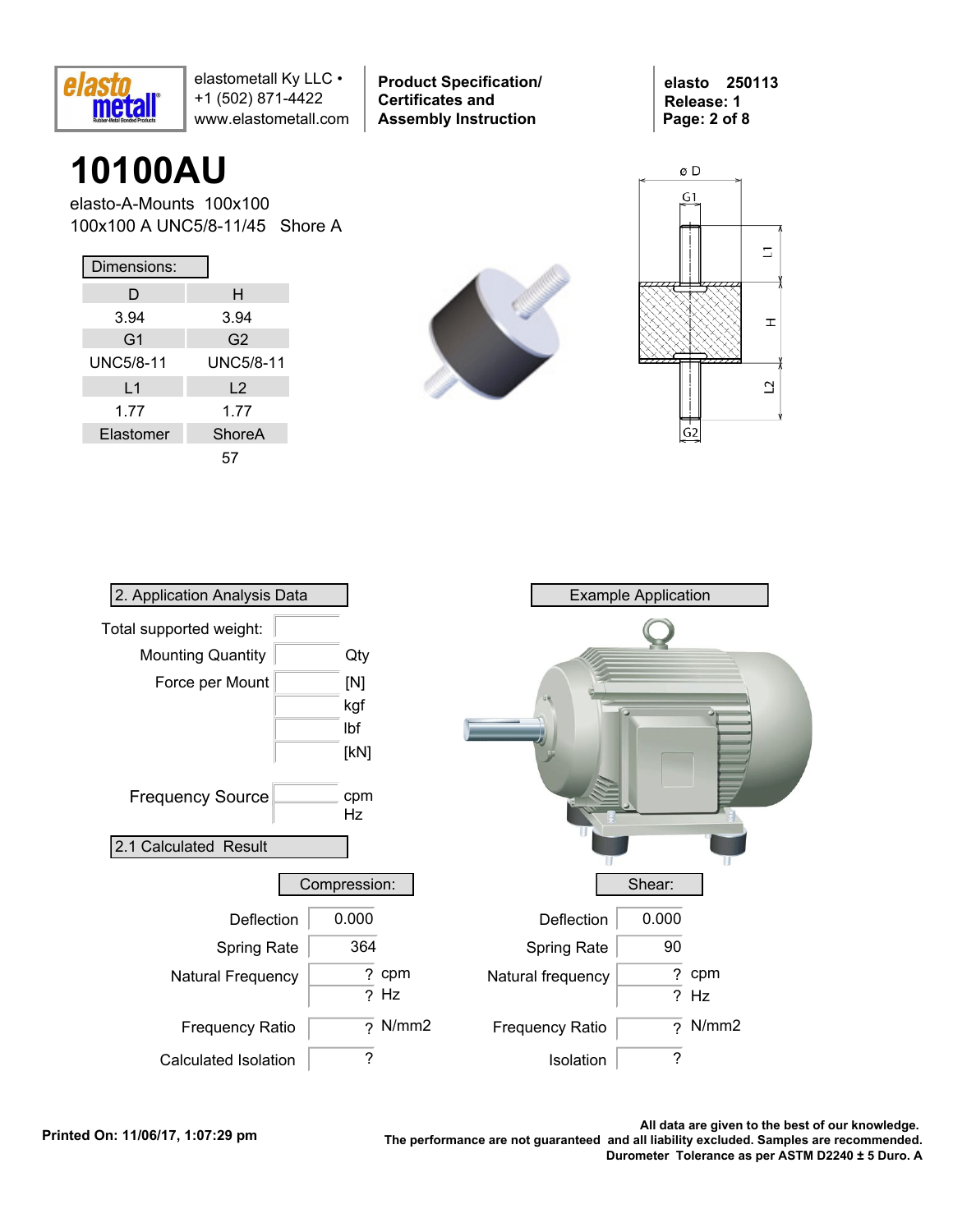# 10100AU

elasto-A-Mounts 100x100

100x100 A UNC5/8-11/45 Shore A

**Dimensions:**

| D | H |
|---|---|
| 3.94 | 3.94 |
| G1 | G2 |
| UNC5/8-11 | UNC5/8-11 |
| L1 | L2 |
| 1.77 | 1.77 |
| Elastomer | ShoreA |
| | 57 |

## 2. Application Analysis Data

| | | |
|---|---|---|
| Total supported weight: | | |
| Mounting Quantity | | Qty |
| Force per Mount | | [N] |
| | | kgf |
| | | lbf |
| | | [kN] |
| Frequency Source | | cpm |
| | | Hz |

## Example Application

## 2.1 Calculated Result

| Compression: | | | Shear: | | |
|---|---|---|---|---|---|
| Deflection | 0.000 | | Deflection | 0.000 | |
| Spring Rate | 364 | | Spring Rate | 90 | |
| Natural Frequency | ? | cpm | Natural frequency | ? | cpm |
| | ? | Hz | | ? | Hz |
| Frequency Ratio | ? | N/mm2 | Frequency Ratio | ? | N/mm2 |
| Calculated Isolation | ? | | Isolation | ? | |

Printed On: 11/06/17, 1:07:29 pm

**All data are given to the best of our knowledge. The performance are not guaranteed and all liability excluded. Samples are recommended. Durometer Tolerance as per ASTM D2240 ± 5 Duro. A**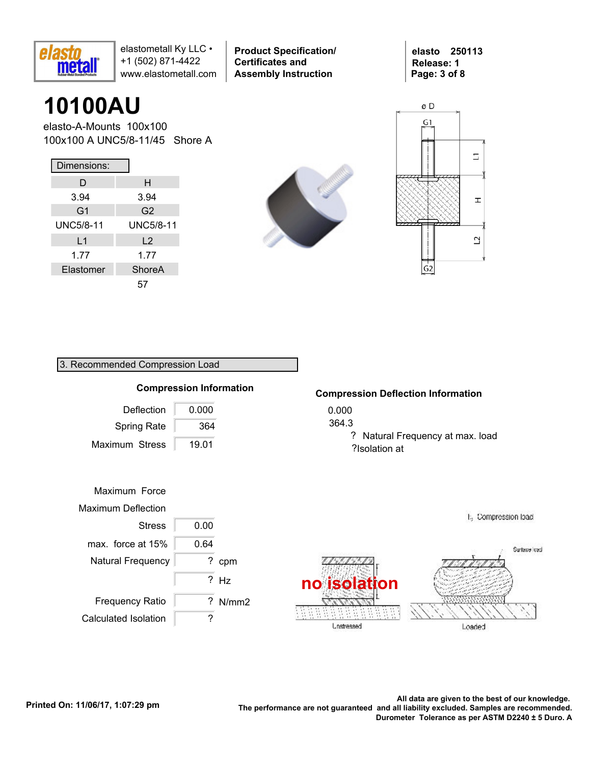# 10100AU

elasto-A-Mounts 100x100
100x100 A UNC5/8-11/45 Shore A

Dimensions:

| D | H |
|---|---|
| 3.94 | 3.94 |
| **G1** | **G2** |
| UNC5/8-11 | UNC5/8-11 |
| **L1** | **L2** |
| 1.77 | 1.77 |
| **Elastomer** | **ShoreA** |
| | 57 |

## 3. Recommended Compression Load

### Compression Information

| | |
|---|---|
| Deflection | 0.000 |
| Spring Rate | 364 |
| Maximum Stress | 19.01 |

| | | |
|---|---|---|
| Maximum Force | | |
| Maximum Deflection | | |
| Stress | 0.00 | |
| max. force at 15% | 0.64 | |
| Natural Frequency | ? | cpm |
| | ? | Hz |
| Frequency Ratio | ? | N/mm2 |
| Calculated Isolation | ? | |

### Compression Deflection Information

0.000
364.3
? Natural Frequency at max. load
?Isolation at

no isolation

Unstressed — Loaded — Compression load — Surface load

**All data are given to the best of our knowledge.**
**The performance are not guaranteed and all liability excluded. Samples are recommended.**
**Durometer Tolerance as per ASTM D2240 ± 5 Duro. A**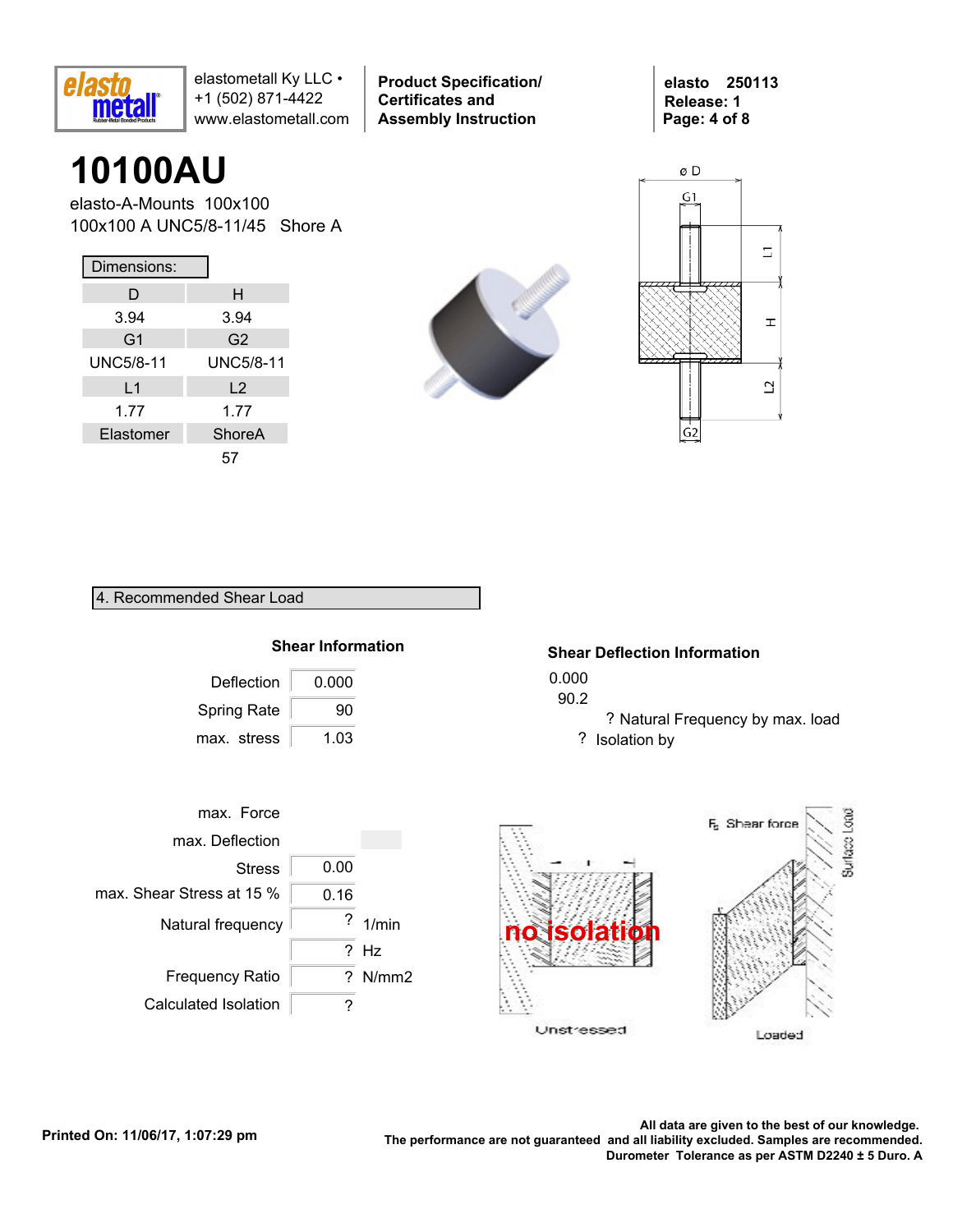# 10100AU

elasto-A-Mounts 100x100
100x100 A UNC5/8-11/45 Shore A

Dimensions:

| D | H |
|---|---|
| 3.94 | 3.94 |
| G1 | G2 |
| UNC5/8-11 | UNC5/8-11 |
| L1 | L2 |
| 1.77 | 1.77 |
| Elastomer | ShoreA |
| | 57 |

## 4. Recommended Shear Load

### Shear Information

| | |
|---|---|
| Deflection | 0.000 |
| Spring Rate | 90 |
| max. stress | 1.03 |

### Shear Deflection Information

0.000
90.2
? Natural Frequency by max. load
? Isolation by

| | | |
|---|---|---|
| max. Force | | |
| max. Deflection | | |
| Stress | 0.00 | |
| max. Shear Stress at 15 % | 0.16 | |
| Natural frequency | ? | 1/min |
| | ? | Hz |
| Frequency Ratio | ? | N/mm2 |
| Calculated Isolation | ? | |

no isolation

Unstressed

Loaded

$F_S$ Shear force

Surface Load

Printed On: 11/06/17, 1:07:29 pm

All data are given to the best of our knowledge.
The performance are not guaranteed and all liability excluded. Samples are recommended.
Durometer Tolerance as per ASTM D2240 ± 5 Duro. A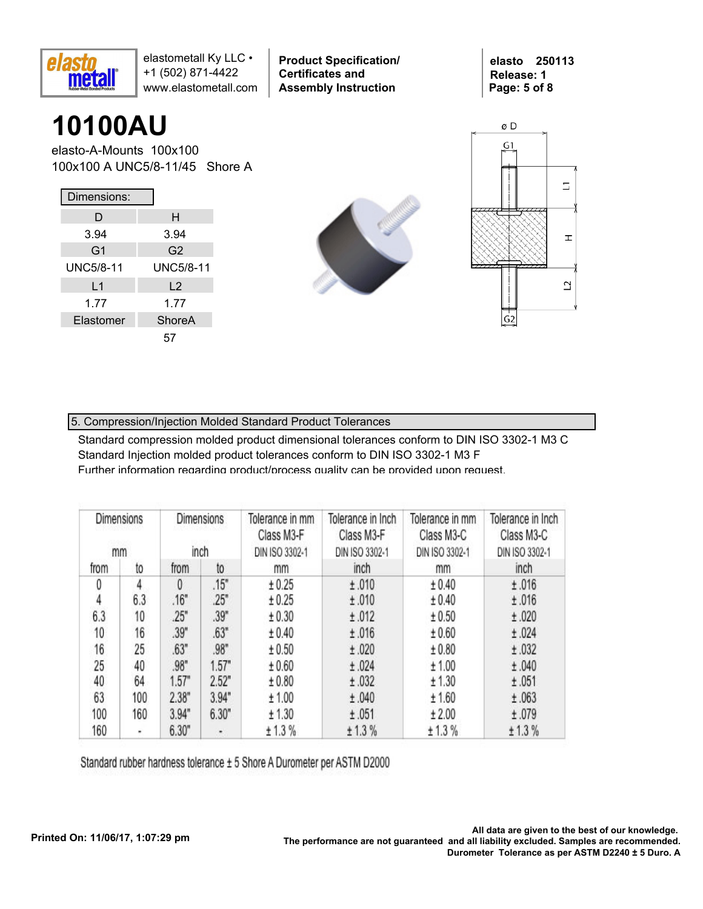# 10100AU

elasto-A-Mounts 100x100

100x100 A UNC5/8-11/45 Shore A

**Dimensions:**

| D | H |
|---|---|
| 3.94 | 3.94 |
| G1 | G2 |
| UNC5/8-11 | UNC5/8-11 |
| L1 | L2 |
| 1.77 | 1.77 |
| Elastomer | ShoreA |
| | 57 |

## 5. Compression/Injection Molded Standard Product Tolerances

Standard compression molded product dimensional tolerances conform to DIN ISO 3302-1 M3 C
Standard Injection molded product tolerances conform to DIN ISO 3302-1 M3 F
Further information regarding product/process quality can be provided upon request.

| Dimensions mm | | Dimensions inch | | Tolerance in mm Class M3-F DIN ISO 3302-1 | Tolerance in Inch Class M3-F DIN ISO 3302-1 | Tolerance in mm Class M3-C DIN ISO 3302-1 | Tolerance in Inch Class M3-C DIN ISO 3302-1 |
|---|---|---|---|---|---|---|---|
| from | to | from | to | mm | inch | mm | inch |
| 0 | 4 | 0 | .15" | ± 0.25 | ± .010 | ± 0.40 | ± .016 |
| 4 | 6.3 | .16" | .25" | ± 0.25 | ± .010 | ± 0.40 | ± .016 |
| 6.3 | 10 | .25" | .39" | ± 0.30 | ± .012 | ± 0.50 | ± .020 |
| 10 | 16 | .39" | .63" | ± 0.40 | ± .016 | ± 0.60 | ± .024 |
| 16 | 25 | .63" | .98" | ± 0.50 | ± .020 | ± 0.80 | ± .032 |
| 25 | 40 | .98" | 1.57" | ± 0.60 | ± .024 | ± 1.00 | ± .040 |
| 40 | 64 | 1.57" | 2.52" | ± 0.80 | ± .032 | ± 1.30 | ± .051 |
| 63 | 100 | 2.38" | 3.94" | ± 1.00 | ± .040 | ± 1.60 | ± .063 |
| 100 | 160 | 3.94" | 6.30" | ± 1.30 | ± .051 | ± 2.00 | ± .079 |
| 160 | - | 6.30" | - | ± 1.3 % | ± 1.3 % | ± 1.3 % | ± 1.3 % |

Standard rubber hardness tolerance ± 5 Shore A Durometer per ASTM D2000

Printed On: 11/06/17, 1:07:29 pm

**All data are given to the best of our knowledge.
The performance are not guaranteed and all liability excluded. Samples are recommended.
Durometer Tolerance as per ASTM D2240 ± 5 Duro. A**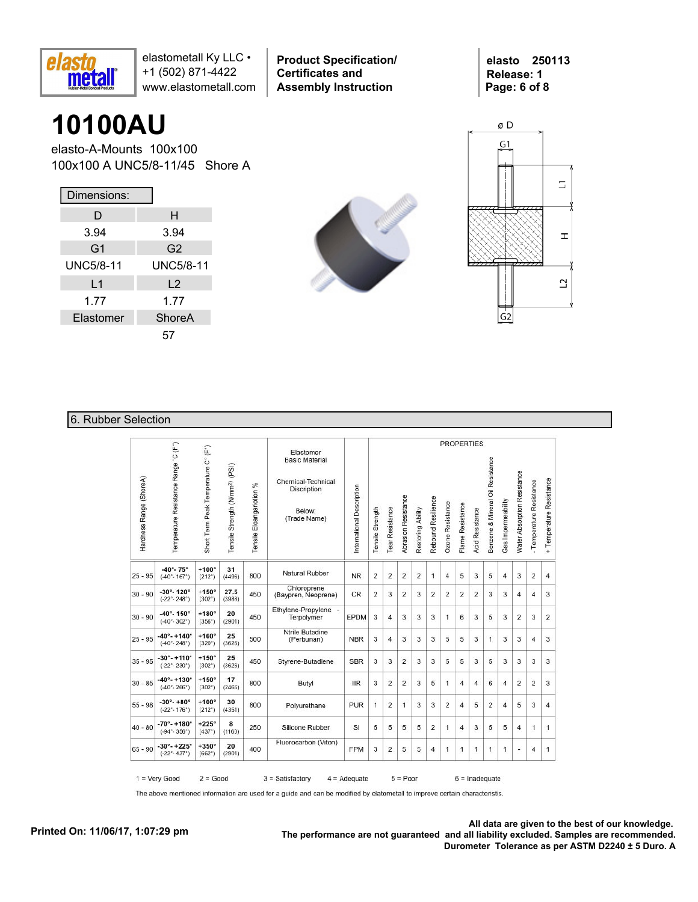# 10100AU

elasto-A-Mounts 100x100

100x100 A UNC5/8-11/45 Shore A

| Dimensions: | |
|---|---|
| D | H |
| 3.94 | 3.94 |
| G1 | G2 |
| UNC5/8-11 | UNC5/8-11 |
| L1 | L2 |
| 1.77 | 1.77 |
| Elastomer | ShoreA |
| | 57 |

## 6. Rubber Selection

| Hardness Range (ShoreA) | Temperature Resistance Range °C (F°) | Short Term Peak Temperature C° (F°) | Tensile Strength (N/mm²) (PSI) | Tensile Elongation % | Elastomer Basic Material / Chemical-Technical Discription / Below: (Trade Name) | International Description | Tensile Strength | Tear Resistance | Abrasion Resistance | Restoring Ability | Rebound Resilience | Ozone Resistance | Flame Resistance | Acid Resistance | Benzene & Mineral Oil Resistance | Gas Impermeability | Water Absorption Resistance | - Temperature Resistance | + Temperature Resistance |
|---|---|---|---|---|---|---|---|---|---|---|---|---|---|---|---|---|---|---|---|
| 25 - 95 | -40°- 75° (-40°- 167°) | +100° (212°) | 31 (4496) | 800 | Natural Rubber | NR | 2 | 2 | 2 | 2 | 1 | 4 | 5 | 3 | 5 | 4 | 3 | 2 | 4 |
| 30 - 90 | -30°- 120° (-22°- 248°) | +150° (302°) | 27.5 (3988) | 450 | Chloroprene (Baypren, Neoprene) | CR | 2 | 3 | 2 | 3 | 2 | 2 | 2 | 2 | 3 | 3 | 4 | 4 | 3 |
| 30 - 90 | -40°- 150° (-40°- 302°) | +180° (356°) | 20 (2901) | 450 | Ethylene-Propylene - Terpolymer | EPDM | 3 | 4 | 3 | 3 | 3 | 1 | 6 | 3 | 5 | 3 | 2 | 3 | 2 |
| 25 - 95 | -40°- +140° (-40°- 248°) | +160° (320°) | 25 (3626) | 500 | Ntrile Butadine (Perbunan) | NBR | 3 | 4 | 3 | 3 | 3 | 5 | 5 | 3 | 1 | 3 | 3 | 4 | 3 |
| 35 - 95 | -30°- +110° (-22°- 230°) | +150° (302°) | 25 (3626) | 450 | Styrene-Butadiene | SBR | 3 | 3 | 2 | 3 | 3 | 5 | 5 | 3 | 5 | 3 | 3 | 3 | 3 |
| 30 - 85 | -40°- +130° (-40°- 266°) | +150° (302°) | 17 (2466) | 800 | Butyl | IIR | 3 | 2 | 2 | 3 | 5 | 1 | 4 | 4 | 6 | 4 | 2 | 2 | 3 |
| 55 - 98 | -30°- +80° (-22°- 176°) | +100° (212°) | 30 (4351) | 800 | Polyurethane | PUR | 1 | 2 | 1 | 3 | 3 | 2 | 4 | 5 | 2 | 4 | 5 | 3 | 4 |
| 40 - 80 | -70°- +180° (-94°- 356°) | +225° (437°) | 8 (1160) | 250 | Silicone Rubber | SI | 5 | 5 | 5 | 5 | 2 | 1 | 4 | 3 | 5 | 5 | 4 | 1 | 1 |
| 65 - 90 | -30°- +225° (-22°- 437°) | +350° (662°) | 20 (2901) | 400 | Fluorocarbon (Viton) | FPM | 3 | 2 | 5 | 5 | 4 | 1 | 1 | 1 | 1 | 1 | - | 4 | 1 |

1 = Very Good   2 = Good   3 = Satisfactory   4 = Adequate   5 = Poor   6 = Inadequate

The above mentioned information are used for a guide and can be modified by elatometall to improve certain characteristis.

Printed On: 11/06/17, 1:07:29 pm

All data are given to the best of our knowledge.
The performance are not guaranteed and all liability excluded. Samples are recommended.
Durometer Tolerance as per ASTM D2240 ± 5 Duro. A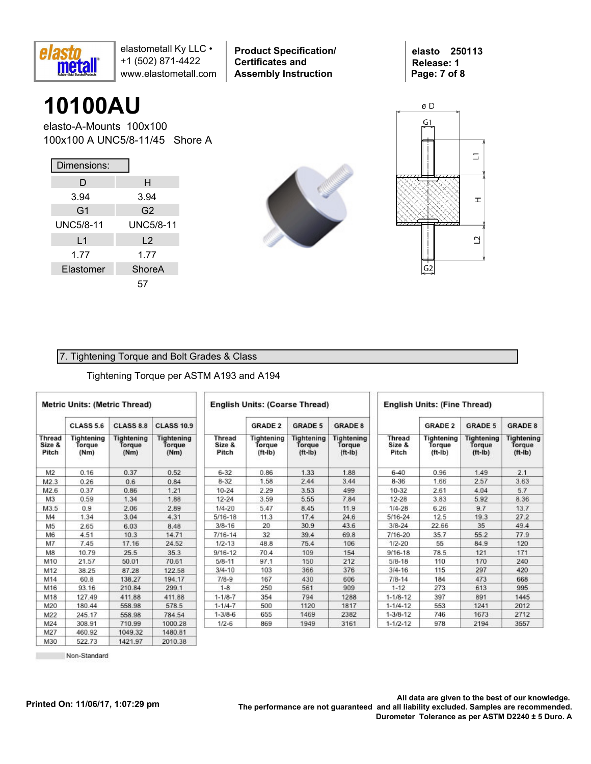# 10100AU

elasto-A-Mounts 100x100

100x100 A UNC5/8-11/45 Shore A

**Dimensions:**

| D | H |
|---|---|
| 3.94 | 3.94 |
| G1 | G2 |
| UNC5/8-11 | UNC5/8-11 |
| L1 | L2 |
| 1.77 | 1.77 |
| Elastomer | ShoreA |
| | 57 |

## 7. Tightening Torque and Bolt Grades & Class

Tightening Torque per ASTM A193 and A194

**Metric Units: (Metric Thread)**

| | CLASS 5.6 | CLASS 8.8 | CLASS 10.9 |
|---|---|---|---|
| Thread Size & Pitch | Tightening Torque (Nm) | Tightening Torque (Nm) | Tightening Torque (Nm) |
| M2 | 0.16 | 0.37 | 0.52 |
| M2.3 | 0.26 | 0.6 | 0.84 |
| M2.6 | 0.37 | 0.86 | 1.21 |
| M3 | 0.59 | 1.34 | 1.88 |
| M3.5 | 0.9 | 2.06 | 2.89 |
| M4 | 1.34 | 3.04 | 4.31 |
| M5 | 2.65 | 6.03 | 8.48 |
| M6 | 4.51 | 10.3 | 14.71 |
| M7 | 7.45 | 17.16 | 24.52 |
| M8 | 10.79 | 25.5 | 35.3 |
| M10 | 21.57 | 50.01 | 70.61 |
| M12 | 38.25 | 87.28 | 122.58 |
| M14 | 60.8 | 138.27 | 194.17 |
| M16 | 93.16 | 210.84 | 299.1 |
| M18 | 127.49 | 411.88 | 411.88 |
| M20 | 180.44 | 558.98 | 578.5 |
| M22 | 245.17 | 558.98 | 784.54 |
| M24 | 308.91 | 710.99 | 1000.28 |
| M27 | 460.92 | 1049.32 | 1480.81 |
| M30 | 522.73 | 1421.97 | 2010.38 |

**English Units: (Coarse Thread)**

| | GRADE 2 | GRADE 5 | GRADE 8 |
|---|---|---|---|
| Thread Size & Pitch | Tightening Torque (ft-lb) | Tightening Torque (ft-lb) | Tightening Torque (ft-lb) |
| 6-32 | 0.86 | 1.33 | 1.88 |
| 8-32 | 1.58 | 2.44 | 3.44 |
| 10-24 | 2.29 | 3.53 | 499 |
| 12-24 | 3.59 | 5.55 | 7.84 |
| 1/4-20 | 5.47 | 8.45 | 11.9 |
| 5/16-18 | 11.3 | 17.4 | 24.6 |
| 3/8-16 | 20 | 30.9 | 43.6 |
| 7/16-14 | 32 | 39.4 | 69.8 |
| 1/2-13 | 48.8 | 75.4 | 106 |
| 9/16-12 | 70.4 | 109 | 154 |
| 5/8-11 | 97.1 | 150 | 212 |
| 3/4-10 | 103 | 366 | 376 |
| 7/8-9 | 167 | 430 | 606 |
| 1-8 | 250 | 561 | 909 |
| 1-1/8-7 | 354 | 794 | 1288 |
| 1-1/4-7 | 500 | 1120 | 1817 |
| 1-3/8-6 | 655 | 1469 | 2382 |
| 1/2-6 | 869 | 1949 | 3161 |

**English Units: (Fine Thread)**

| | GRADE 2 | GRADE 5 | GRADE 8 |
|---|---|---|---|
| Thread Size & Pitch | Tightening Torque (ft-lb) | Tightening Torque (ft-lb) | Tightening Torque (ft-lb) |
| 6-40 | 0.96 | 1.49 | 2.1 |
| 8-36 | 1.66 | 2.57 | 3.63 |
| 10-32 | 2.61 | 4.04 | 5.7 |
| 12-28 | 3.83 | 5.92 | 8.36 |
| 1/4-28 | 6.26 | 9.7 | 13.7 |
| 5/16-24 | 12.5 | 19.3 | 27.2 |
| 3/8-24 | 22.66 | 35 | 49.4 |
| 7/16-20 | 35.7 | 55.2 | 77.9 |
| 1/2-20 | 55 | 84.9 | 120 |
| 9/16-18 | 78.5 | 121 | 171 |
| 5/8-18 | 110 | 170 | 240 |
| 3/4-16 | 115 | 297 | 420 |
| 7/8-14 | 184 | 473 | 668 |
| 1-12 | 273 | 613 | 995 |
| 1-1/8-12 | 397 | 891 | 1445 |
| 1-1/4-12 | 553 | 1241 | 2012 |
| 1-3/8-12 | 746 | 1673 | 2712 |
| 1-1/2-12 | 978 | 2194 | 3557 |

Non-Standard

All data are given to the best of our knowledge. The performance are not guaranteed and all liability excluded. Samples are recommended. Durometer Tolerance as per ASTM D2240 ± 5 Duro. A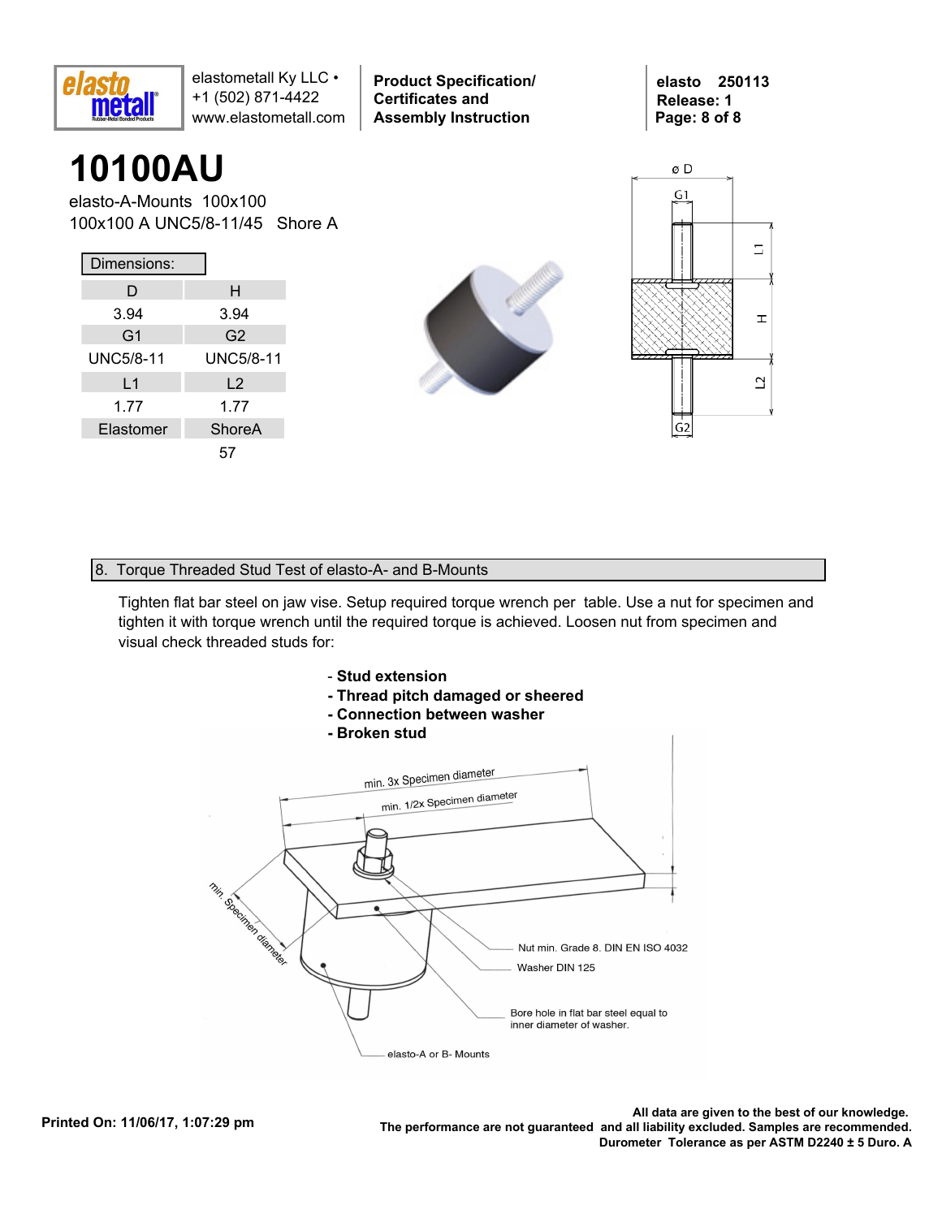elastometall Ky LLC • +1 (502) 871-4422 www.elastometall.com

**Product Specification/ Certificates and Assembly Instruction**

**elasto 250113**
**Release: 1**

# 10100AU

elasto-A-Mounts 100x100
100x100 A UNC5/8-11/45 Shore A

Dimensions:

| D | H |
|---|---|
| 3.94 | 3.94 |
| G1 | G2 |
| UNC5/8-11 | UNC5/8-11 |
| L1 | L2 |
| 1.77 | 1.77 |
| Elastomer | ShoreA |
| | 57 |

## 8. Torque Threaded Stud Test of elasto-A- and B-Mounts

Tighten flat bar steel on jaw vise. Setup required torque wrench per table. Use a nut for specimen and tighten it with torque wrench until the required torque is achieved. Loosen nut from specimen and visual check threaded studs for:

- **Stud extension**
- **Thread pitch damaged or sheered**
- **Connection between washer**
- **Broken stud**

min. 3x Specimen diameter
min. 1/2x Specimen diameter
min. Specimen diameter
Nut min. Grade 8. DIN EN ISO 4032
Washer DIN 125
Bore hole in flat bar steel equal to inner diameter of washer.
elasto-A or B- Mounts

Printed On: 11/06/17, 1:07:29 pm

**All data are given to the best of our knowledge. The performance are not guaranteed and all liability excluded. Samples are recommended. Durometer Tolerance as per ASTM D2240 ± 5 Duro. A**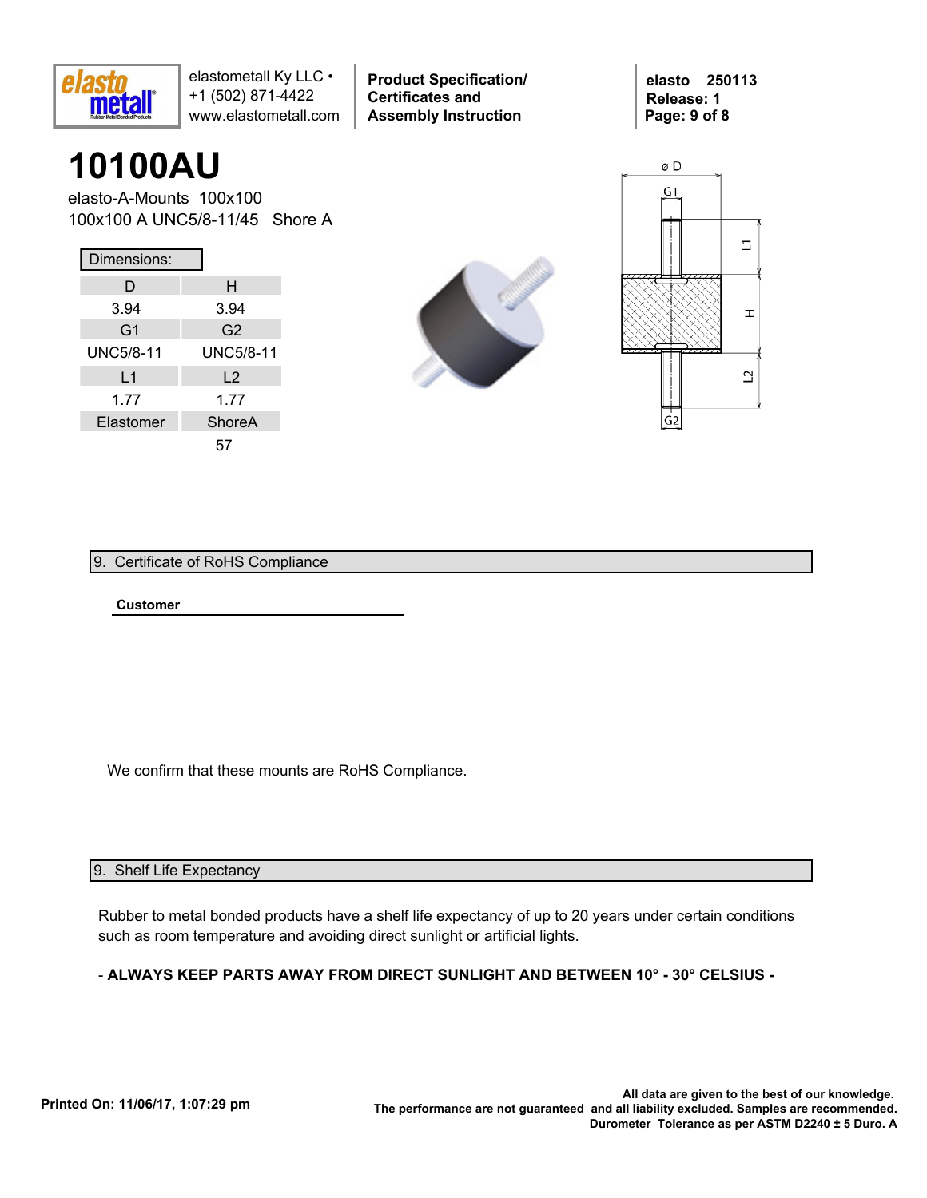# 10100AU

elasto-A-Mounts 100x100
100x100 A UNC5/8-11/45 Shore A

Dimensions:

| D | H |
|---|---|
| 3.94 | 3.94 |
| G1 | G2 |
| UNC5/8-11 | UNC5/8-11 |
| L1 | L2 |
| 1.77 | 1.77 |
| Elastomer | ShoreA |
| | 57 |

ø D
G1
L1
H
L2
G2

## 9. Certificate of RoHS Compliance

**Customer**

We confirm that these mounts are RoHS Compliance.

## 9. Shelf Life Expectancy

Rubber to metal bonded products have a shelf life expectancy of up to 20 years under certain conditions such as room temperature and avoiding direct sunlight or artificial lights.

- **ALWAYS KEEP PARTS AWAY FROM DIRECT SUNLIGHT AND BETWEEN 10° - 30° CELSIUS -**

**Printed On: 11/06/17, 1:07:29 pm**

**All data are given to the best of our knowledge. The performance are not guaranteed and all liability excluded. Samples are recommended. Durometer Tolerance as per ASTM D2240 ± 5 Duro. A**